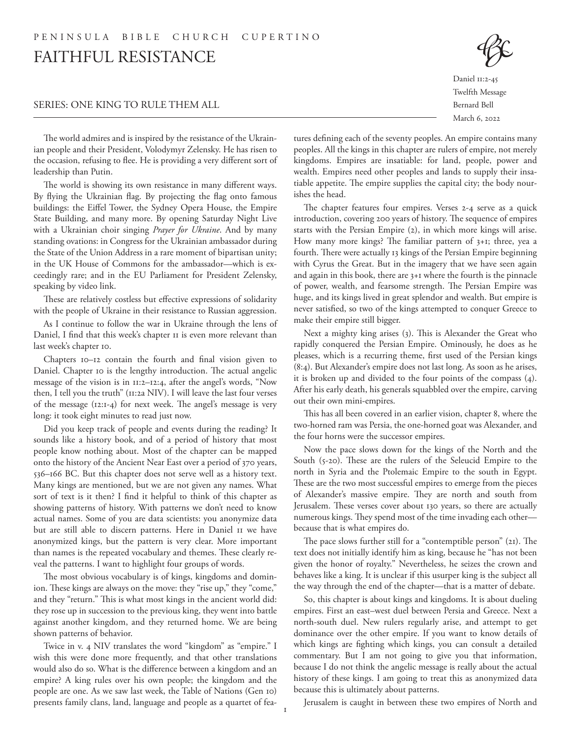PENINSULA BIBLE CHURCH CUPERTINO

# FAITHFUL RESISTANCE

SERIES: ONE KING TO RULE THEM ALL

Daniel 11:2-45
Twelfth Message
Bernard Bell
March 6, 2022

The world admires and is inspired by the resistance of the Ukrainian people and their President, Volodymyr Zelensky. He has risen to the occasion, refusing to flee. He is providing a very different sort of leadership than Putin.

The world is showing its own resistance in many different ways. By flying the Ukrainian flag. By projecting the flag onto famous buildings: the Eiffel Tower, the Sydney Opera House, the Empire State Building, and many more. By opening Saturday Night Live with a Ukrainian choir singing *Prayer for Ukraine*. And by many standing ovations: in Congress for the Ukrainian ambassador during the State of the Union Address in a rare moment of bipartisan unity; in the UK House of Commons for the ambassador—which is exceedingly rare; and in the EU Parliament for President Zelensky, speaking by video link.

These are relatively costless but effective expressions of solidarity with the people of Ukraine in their resistance to Russian aggression.

As I continue to follow the war in Ukraine through the lens of Daniel, I find that this week's chapter 11 is even more relevant than last week's chapter 10.

Chapters 10–12 contain the fourth and final vision given to Daniel. Chapter 10 is the lengthy introduction. The actual angelic message of the vision is in 11:2–12:4, after the angel's words, "Now then, I tell you the truth" (11:2a NIV). I will leave the last four verses of the message (12:1-4) for next week. The angel's message is very long: it took eight minutes to read just now.

Did you keep track of people and events during the reading? It sounds like a history book, and of a period of history that most people know nothing about. Most of the chapter can be mapped onto the history of the Ancient Near East over a period of 370 years, 536–166 BC. But this chapter does not serve well as a history text. Many kings are mentioned, but we are not given any names. What sort of text is it then? I find it helpful to think of this chapter as showing patterns of history. With patterns we don't need to know actual names. Some of you are data scientists: you anonymize data but are still able to discern patterns. Here in Daniel 11 we have anonymized kings, but the pattern is very clear. More important than names is the repeated vocabulary and themes. These clearly reveal the patterns. I want to highlight four groups of words.

The most obvious vocabulary is of kings, kingdoms and dominion. These kings are always on the move: they "rise up," they "come," and they "return." This is what most kings in the ancient world did: they rose up in succession to the previous king, they went into battle against another kingdom, and they returned home. We are being shown patterns of behavior.

Twice in v. 4 NIV translates the word "kingdom" as "empire." I wish this were done more frequently, and that other translations would also do so. What is the difference between a kingdom and an empire? A king rules over his own people; the kingdom and the people are one. As we saw last week, the Table of Nations (Gen 10) presents family clans, land, language and people as a quartet of features defining each of the seventy peoples. An empire contains many peoples. All the kings in this chapter are rulers of empire, not merely kingdoms. Empires are insatiable: for land, people, power and wealth. Empires need other peoples and lands to supply their insatiable appetite. The empire supplies the capital city; the body nourishes the head.

The chapter features four empires. Verses 2-4 serve as a quick introduction, covering 200 years of history. The sequence of empires starts with the Persian Empire (2), in which more kings will arise. How many more kings? The familiar pattern of 3+1; three, yea a fourth. There were actually 13 kings of the Persian Empire beginning with Cyrus the Great. But in the imagery that we have seen again and again in this book, there are 3+1 where the fourth is the pinnacle of power, wealth, and fearsome strength. The Persian Empire was huge, and its kings lived in great splendor and wealth. But empire is never satisfied, so two of the kings attempted to conquer Greece to make their empire still bigger.

Next a mighty king arises (3). This is Alexander the Great who rapidly conquered the Persian Empire. Ominously, he does as he pleases, which is a recurring theme, first used of the Persian kings (8:4). But Alexander's empire does not last long. As soon as he arises, it is broken up and divided to the four points of the compass (4). After his early death, his generals squabbled over the empire, carving out their own mini-empires.

This has all been covered in an earlier vision, chapter 8, where the two-horned ram was Persia, the one-horned goat was Alexander, and the four horns were the successor empires.

Now the pace slows down for the kings of the North and the South (5-20). These are the rulers of the Seleucid Empire to the north in Syria and the Ptolemaic Empire to the south in Egypt. These are the two most successful empires to emerge from the pieces of Alexander's massive empire. They are north and south from Jerusalem. These verses cover about 130 years, so there are actually numerous kings. They spend most of the time invading each other—because that is what empires do.

The pace slows further still for a "contemptible person" (21). The text does not initially identify him as king, because he "has not been given the honor of royalty." Nevertheless, he seizes the crown and behaves like a king. It is unclear if this usurper king is the subject all the way through the end of the chapter—that is a matter of debate.

So, this chapter is about kings and kingdoms. It is about dueling empires. First an east–west duel between Persia and Greece. Next a north-south duel. New rulers regularly arise, and attempt to get dominance over the other empire. If you want to know details of which kings are fighting which kings, you can consult a detailed commentary. But I am not going to give you that information, because I do not think the angelic message is really about the actual history of these kings. I am going to treat this as anonymized data because this is ultimately about patterns.

Jerusalem is caught in between these two empires of North and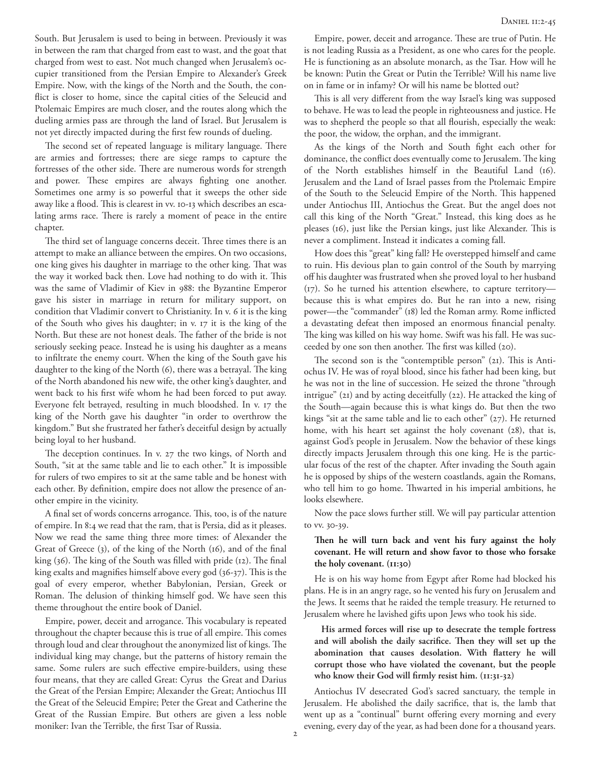South. But Jerusalem is used to being in between. Previously it was in between the ram that charged from east to wast, and the goat that charged from west to east. Not much changed when Jerusalem's occupier transitioned from the Persian Empire to Alexander's Greek Empire. Now, with the kings of the North and the South, the conflict is closer to home, since the capital cities of the Seleucid and Ptolemaic Empires are much closer, and the routes along which the dueling armies pass are through the land of Israel. But Jerusalem is not yet directly impacted during the first few rounds of dueling.

The second set of repeated language is military language. There are armies and fortresses; there are siege ramps to capture the fortresses of the other side. There are numerous words for strength and power. These empires are always fighting one another. Sometimes one army is so powerful that it sweeps the other side away like a flood. This is clearest in vv. 10-13 which describes an escalating arms race. There is rarely a moment of peace in the entire chapter.

The third set of language concerns deceit. Three times there is an attempt to make an alliance between the empires. On two occasions, one king gives his daughter in marriage to the other king. That was the way it worked back then. Love had nothing to do with it. This was the same of Vladimir of Kiev in 988: the Byzantine Emperor gave his sister in marriage in return for military support, on condition that Vladimir convert to Christianity. In v. 6 it is the king of the South who gives his daughter; in v. 17 it is the king of the North. But these are not honest deals. The father of the bride is not seriously seeking peace. Instead he is using his daughter as a means to infiltrate the enemy court. When the king of the South gave his daughter to the king of the North (6), there was a betrayal. The king of the North abandoned his new wife, the other king's daughter, and went back to his first wife whom he had been forced to put away. Everyone felt betrayed, resulting in much bloodshed. In v. 17 the king of the North gave his daughter "in order to overthrow the kingdom." But she frustrated her father's deceitful design by actually being loyal to her husband.

The deception continues. In v. 27 the two kings, of North and South, "sit at the same table and lie to each other." It is impossible for rulers of two empires to sit at the same table and be honest with each other. By definition, empire does not allow the presence of another empire in the vicinity.

A final set of words concerns arrogance. This, too, is of the nature of empire. In 8:4 we read that the ram, that is Persia, did as it pleases. Now we read the same thing three more times: of Alexander the Great of Greece (3), of the king of the North (16), and of the final king (36). The king of the South was filled with pride (12). The final king exalts and magnifies himself above every god (36-37). This is the goal of every emperor, whether Babylonian, Persian, Greek or Roman. The delusion of thinking himself god. We have seen this theme throughout the entire book of Daniel.

Empire, power, deceit and arrogance. This vocabulary is repeated throughout the chapter because this is true of all empire. This comes through loud and clear throughout the anonymized list of kings. The individual king may change, but the patterns of history remain the same. Some rulers are such effective empire-builders, using these four means, that they are called Great: Cyrus the Great and Darius the Great of the Persian Empire; Alexander the Great; Antiochus III the Great of the Seleucid Empire; Peter the Great and Catherine the Great of the Russian Empire. But others are given a less noble moniker: Ivan the Terrible, the first Tsar of Russia.

Empire, power, deceit and arrogance. These are true of Putin. He is not leading Russia as a President, as one who cares for the people. He is functioning as an absolute monarch, as the Tsar. How will he be known: Putin the Great or Putin the Terrible? Will his name live on in fame or in infamy? Or will his name be blotted out?

This is all very different from the way Israel's king was supposed to behave. He was to lead the people in righteousness and justice. He was to shepherd the people so that all flourish, especially the weak: the poor, the widow, the orphan, and the immigrant.

As the kings of the North and South fight each other for dominance, the conflict does eventually come to Jerusalem. The king of the North establishes himself in the Beautiful Land (16). Jerusalem and the Land of Israel passes from the Ptolemaic Empire of the South to the Seleucid Empire of the North. This happened under Antiochus III, Antiochus the Great. But the angel does not call this king of the North "Great." Instead, this king does as he pleases (16), just like the Persian kings, just like Alexander. This is never a compliment. Instead it indicates a coming fall.

How does this "great" king fall? He overstepped himself and came to ruin. His devious plan to gain control of the South by marrying off his daughter was frustrated when she proved loyal to her husband (17). So he turned his attention elsewhere, to capture territory—because this is what empires do. But he ran into a new, rising power—the "commander" (18) led the Roman army. Rome inflicted a devastating defeat then imposed an enormous financial penalty. The king was killed on his way home. Swift was his fall. He was succeeded by one son then another. The first was killed (20).

The second son is the "contemptible person" (21). This is Antiochus IV. He was of royal blood, since his father had been king, but he was not in the line of succession. He seized the throne "through intrigue" (21) and by acting deceitfully (22). He attacked the king of the South—again because this is what kings do. But then the two kings "sit at the same table and lie to each other" (27). He returned home, with his heart set against the holy covenant (28), that is, against God's people in Jerusalem. Now the behavior of these kings directly impacts Jerusalem through this one king. He is the particular focus of the rest of the chapter. After invading the South again he is opposed by ships of the western coastlands, again the Romans, who tell him to go home. Thwarted in his imperial ambitions, he looks elsewhere.

Now the pace slows further still. We will pay particular attention to vv. 30-39.

**Then he will turn back and vent his fury against the holy covenant. He will return and show favor to those who forsake the holy covenant. (11:30)**

He is on his way home from Egypt after Rome had blocked his plans. He is in an angry rage, so he vented his fury on Jerusalem and the Jews. It seems that he raided the temple treasury. He returned to Jerusalem where he lavished gifts upon Jews who took his side.

**His armed forces will rise up to desecrate the temple fortress and will abolish the daily sacrifice. Then they will set up the abomination that causes desolation. With flattery he will corrupt those who have violated the covenant, but the people who know their God will firmly resist him. (11:31-32)**

Antiochus IV desecrated God's sacred sanctuary, the temple in Jerusalem. He abolished the daily sacrifice, that is, the lamb that went up as a "continual" burnt offering every morning and every evening, every day of the year, as had been done for a thousand years.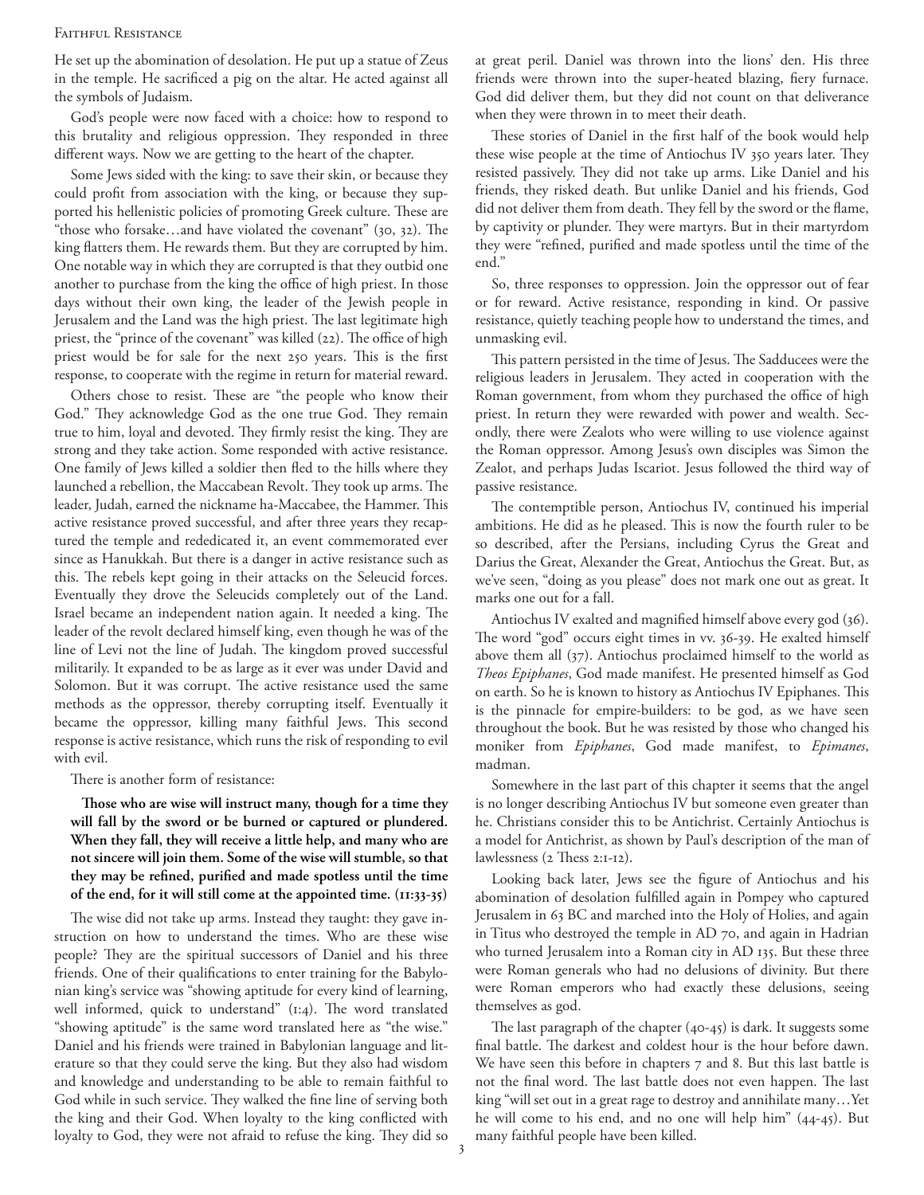He set up the abomination of desolation. He put up a statue of Zeus in the temple. He sacrificed a pig on the altar. He acted against all the symbols of Judaism.

God's people were now faced with a choice: how to respond to this brutality and religious oppression. They responded in three different ways. Now we are getting to the heart of the chapter.

Some Jews sided with the king: to save their skin, or because they could profit from association with the king, or because they supported his hellenistic policies of promoting Greek culture. These are "those who forsake…and have violated the covenant" (30, 32). The king flatters them. He rewards them. But they are corrupted by him. One notable way in which they are corrupted is that they outbid one another to purchase from the king the office of high priest. In those days without their own king, the leader of the Jewish people in Jerusalem and the Land was the high priest. The last legitimate high priest, the "prince of the covenant" was killed (22). The office of high priest would be for sale for the next 250 years. This is the first response, to cooperate with the regime in return for material reward.

Others chose to resist. These are "the people who know their God." They acknowledge God as the one true God. They remain true to him, loyal and devoted. They firmly resist the king. They are strong and they take action. Some responded with active resistance. One family of Jews killed a soldier then fled to the hills where they launched a rebellion, the Maccabean Revolt. They took up arms. The leader, Judah, earned the nickname ha-Maccabee, the Hammer. This active resistance proved successful, and after three years they recaptured the temple and rededicated it, an event commemorated ever since as Hanukkah. But there is a danger in active resistance such as this. The rebels kept going in their attacks on the Seleucid forces. Eventually they drove the Seleucids completely out of the Land. Israel became an independent nation again. It needed a king. The leader of the revolt declared himself king, even though he was of the line of Levi not the line of Judah. The kingdom proved successful militarily. It expanded to be as large as it ever was under David and Solomon. But it was corrupt. The active resistance used the same methods as the oppressor, thereby corrupting itself. Eventually it became the oppressor, killing many faithful Jews. This second response is active resistance, which runs the risk of responding to evil with evil.

There is another form of resistance:

> **Those who are wise will instruct many, though for a time they will fall by the sword or be burned or captured or plundered. When they fall, they will receive a little help, and many who are not sincere will join them. Some of the wise will stumble, so that they may be refined, purified and made spotless until the time of the end, for it will still come at the appointed time. (11:33-35)**

The wise did not take up arms. Instead they taught: they gave instruction on how to understand the times. Who are these wise people? They are the spiritual successors of Daniel and his three friends. One of their qualifications to enter training for the Babylonian king's service was "showing aptitude for every kind of learning, well informed, quick to understand" (1:4). The word translated "showing aptitude" is the same word translated here as "the wise." Daniel and his friends were trained in Babylonian language and literature so that they could serve the king. But they also had wisdom and knowledge and understanding to be able to remain faithful to God while in such service. They walked the fine line of serving both the king and their God. When loyalty to the king conflicted with loyalty to God, they were not afraid to refuse the king. They did so at great peril. Daniel was thrown into the lions' den. His three friends were thrown into the super-heated blazing, fiery furnace. God did deliver them, but they did not count on that deliverance when they were thrown in to meet their death.

These stories of Daniel in the first half of the book would help these wise people at the time of Antiochus IV 350 years later. They resisted passively. They did not take up arms. Like Daniel and his friends, they risked death. But unlike Daniel and his friends, God did not deliver them from death. They fell by the sword or the flame, by captivity or plunder. They were martyrs. But in their martyrdom they were "refined, purified and made spotless until the time of the end."

So, three responses to oppression. Join the oppressor out of fear or for reward. Active resistance, responding in kind. Or passive resistance, quietly teaching people how to understand the times, and unmasking evil.

This pattern persisted in the time of Jesus. The Sadducees were the religious leaders in Jerusalem. They acted in cooperation with the Roman government, from whom they purchased the office of high priest. In return they were rewarded with power and wealth. Secondly, there were Zealots who were willing to use violence against the Roman oppressor. Among Jesus's own disciples was Simon the Zealot, and perhaps Judas Iscariot. Jesus followed the third way of passive resistance.

The contemptible person, Antiochus IV, continued his imperial ambitions. He did as he pleased. This is now the fourth ruler to be so described, after the Persians, including Cyrus the Great and Darius the Great, Alexander the Great, Antiochus the Great. But, as we've seen, "doing as you please" does not mark one out as great. It marks one out for a fall.

Antiochus IV exalted and magnified himself above every god (36). The word "god" occurs eight times in vv. 36-39. He exalted himself above them all (37). Antiochus proclaimed himself to the world as *Theos Epiphanes*, God made manifest. He presented himself as God on earth. So he is known to history as Antiochus IV Epiphanes. This is the pinnacle for empire-builders: to be god, as we have seen throughout the book. But he was resisted by those who changed his moniker from *Epiphanes*, God made manifest, to *Epimanes*, madman.

Somewhere in the last part of this chapter it seems that the angel is no longer describing Antiochus IV but someone even greater than he. Christians consider this to be Antichrist. Certainly Antiochus is a model for Antichrist, as shown by Paul's description of the man of lawlessness (2 Thess 2:1-12).

Looking back later, Jews see the figure of Antiochus and his abomination of desolation fulfilled again in Pompey who captured Jerusalem in 63 BC and marched into the Holy of Holies, and again in Titus who destroyed the temple in AD 70, and again in Hadrian who turned Jerusalem into a Roman city in AD 135. But these three were Roman generals who had no delusions of divinity. But there were Roman emperors who had exactly these delusions, seeing themselves as god.

The last paragraph of the chapter (40-45) is dark. It suggests some final battle. The darkest and coldest hour is the hour before dawn. We have seen this before in chapters 7 and 8. But this last battle is not the final word. The last battle does not even happen. The last king "will set out in a great rage to destroy and annihilate many…Yet he will come to his end, and no one will help him" (44-45). But many faithful people have been killed.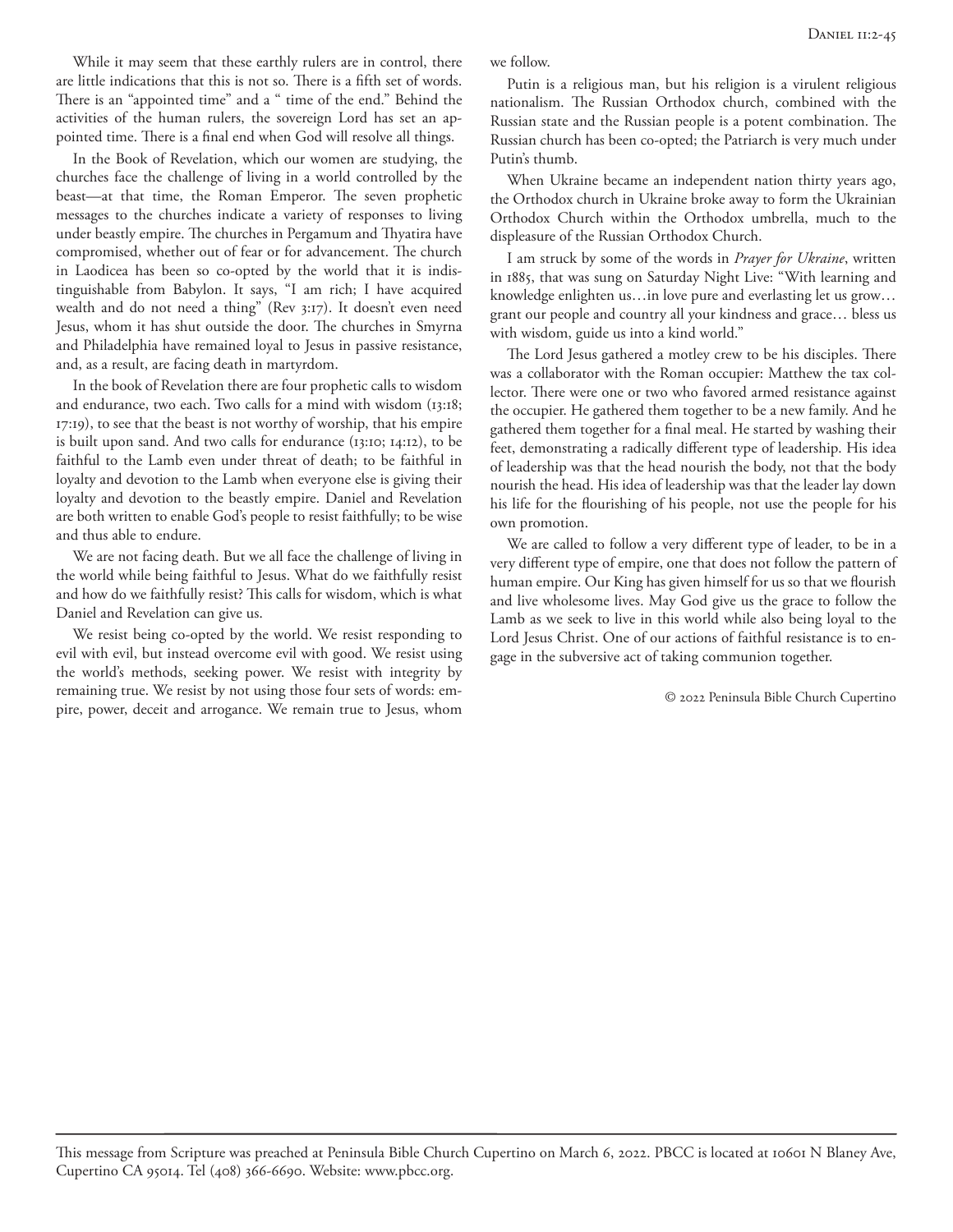While it may seem that these earthly rulers are in control, there are little indications that this is not so. There is a fifth set of words. There is an "appointed time" and a " time of the end." Behind the activities of the human rulers, the sovereign Lord has set an appointed time. There is a final end when God will resolve all things.

In the Book of Revelation, which our women are studying, the churches face the challenge of living in a world controlled by the beast—at that time, the Roman Emperor. The seven prophetic messages to the churches indicate a variety of responses to living under beastly empire. The churches in Pergamum and Thyatira have compromised, whether out of fear or for advancement. The church in Laodicea has been so co-opted by the world that it is indistinguishable from Babylon. It says, "I am rich; I have acquired wealth and do not need a thing" (Rev 3:17). It doesn't even need Jesus, whom it has shut outside the door. The churches in Smyrna and Philadelphia have remained loyal to Jesus in passive resistance, and, as a result, are facing death in martyrdom.

In the book of Revelation there are four prophetic calls to wisdom and endurance, two each. Two calls for a mind with wisdom (13:18; 17:19), to see that the beast is not worthy of worship, that his empire is built upon sand. And two calls for endurance (13:10; 14:12), to be faithful to the Lamb even under threat of death; to be faithful in loyalty and devotion to the Lamb when everyone else is giving their loyalty and devotion to the beastly empire. Daniel and Revelation are both written to enable God's people to resist faithfully; to be wise and thus able to endure.

We are not facing death. But we all face the challenge of living in the world while being faithful to Jesus. What do we faithfully resist and how do we faithfully resist? This calls for wisdom, which is what Daniel and Revelation can give us.

We resist being co-opted by the world. We resist responding to evil with evil, but instead overcome evil with good. We resist using the world's methods, seeking power. We resist with integrity by remaining true. We resist by not using those four sets of words: empire, power, deceit and arrogance. We remain true to Jesus, whom we follow.

Putin is a religious man, but his religion is a virulent religious nationalism. The Russian Orthodox church, combined with the Russian state and the Russian people is a potent combination. The Russian church has been co-opted; the Patriarch is very much under Putin's thumb.

When Ukraine became an independent nation thirty years ago, the Orthodox church in Ukraine broke away to form the Ukrainian Orthodox Church within the Orthodox umbrella, much to the displeasure of the Russian Orthodox Church.

I am struck by some of the words in *Prayer for Ukraine*, written in 1885, that was sung on Saturday Night Live: "With learning and knowledge enlighten us…in love pure and everlasting let us grow… grant our people and country all your kindness and grace… bless us with wisdom, guide us into a kind world."

The Lord Jesus gathered a motley crew to be his disciples. There was a collaborator with the Roman occupier: Matthew the tax collector. There were one or two who favored armed resistance against the occupier. He gathered them together to be a new family. And he gathered them together for a final meal. He started by washing their feet, demonstrating a radically different type of leadership. His idea of leadership was that the head nourish the body, not that the body nourish the head. His idea of leadership was that the leader lay down his life for the flourishing of his people, not use the people for his own promotion.

We are called to follow a very different type of leader, to be in a very different type of empire, one that does not follow the pattern of human empire. Our King has given himself for us so that we flourish and live wholesome lives. May God give us the grace to follow the Lamb as we seek to live in this world while also being loyal to the Lord Jesus Christ. One of our actions of faithful resistance is to engage in the subversive act of taking communion together.

© 2022 Peninsula Bible Church Cupertino

This message from Scripture was preached at Peninsula Bible Church Cupertino on March 6, 2022. PBCC is located at 10601 N Blaney Ave, Cupertino CA 95014. Tel (408) 366-6690. Website: www.pbcc.org.